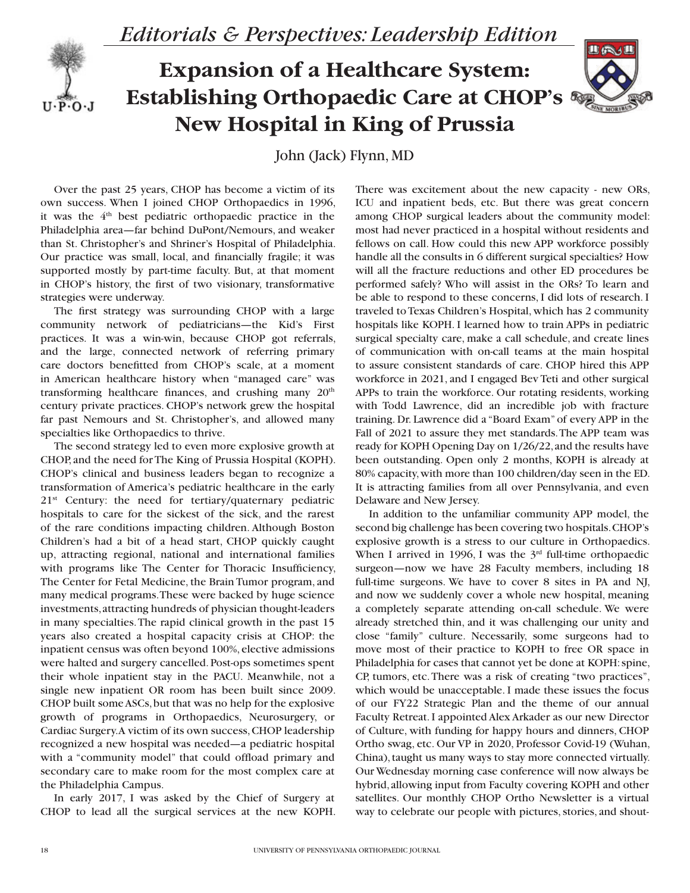*Editorials & Perspectives: Leadership Edition*

# Expansion of a Healthcare System: Establishing Orthopaedic Care at CHOP's New Hospital in King of Prussia

John (Jack) Flynn, MD

Over the past 25 years, CHOP has become a victim of its own success. When I joined CHOP Orthopaedics in 1996, it was the 4th best pediatric orthopaedic practice in the Philadelphia area—far behind DuPont/Nemours, and weaker than St. Christopher's and Shriner's Hospital of Philadelphia. Our practice was small, local, and financially fragile; it was supported mostly by part-time faculty. But, at that moment in CHOP's history, the first of two visionary, transformative strategies were underway.

The first strategy was surrounding CHOP with a large community network of pediatricians—the Kid's First practices. It was a win-win, because CHOP got referrals, and the large, connected network of referring primary care doctors benefitted from CHOP's scale, at a moment in American healthcare history when "managed care" was transforming healthcare finances, and crushing many 20th century private practices. CHOP's network grew the hospital far past Nemours and St. Christopher's, and allowed many specialties like Orthopaedics to thrive.

The second strategy led to even more explosive growth at CHOP, and the need for The King of Prussia Hospital (KOPH). CHOP's clinical and business leaders began to recognize a transformation of America's pediatric healthcare in the early 21st Century: the need for tertiary/quaternary pediatric hospitals to care for the sickest of the sick, and the rarest of the rare conditions impacting children. Although Boston Children's had a bit of a head start, CHOP quickly caught up, attracting regional, national and international families with programs like The Center for Thoracic Insufficiency, The Center for Fetal Medicine, the Brain Tumor program, and many medical programs. These were backed by huge science investments, attracting hundreds of physician thought-leaders in many specialties. The rapid clinical growth in the past 15 years also created a hospital capacity crisis at CHOP: the inpatient census was often beyond 100%, elective admissions were halted and surgery cancelled. Post-ops sometimes spent their whole inpatient stay in the PACU. Meanwhile, not a single new inpatient OR room has been built since 2009. CHOP built some ASCs, but that was no help for the explosive growth of programs in Orthopaedics, Neurosurgery, or Cardiac Surgery. A victim of its own success, CHOP leadership recognized a new hospital was needed—a pediatric hospital with a "community model" that could offload primary and secondary care to make room for the most complex care at the Philadelphia Campus.

In early 2017, I was asked by the Chief of Surgery at CHOP to lead all the surgical services at the new KOPH. There was excitement about the new capacity - new ORs, ICU and inpatient beds, etc. But there was great concern among CHOP surgical leaders about the community model: most had never practiced in a hospital without residents and fellows on call. How could this new APP workforce possibly handle all the consults in 6 different surgical specialties? How will all the fracture reductions and other ED procedures be performed safely? Who will assist in the ORs? To learn and be able to respond to these concerns, I did lots of research. I traveled to Texas Children's Hospital, which has 2 community hospitals like KOPH. I learned how to train APPs in pediatric surgical specialty care, make a call schedule, and create lines of communication with on-call teams at the main hospital to assure consistent standards of care. CHOP hired this APP workforce in 2021, and I engaged Bev Teti and other surgical APPs to train the workforce. Our rotating residents, working with Todd Lawrence, did an incredible job with fracture training. Dr. Lawrence did a "Board Exam" of every APP in the Fall of 2021 to assure they met standards. The APP team was ready for KOPH Opening Day on 1/26/22, and the results have been outstanding. Open only 2 months, KOPH is already at 80% capacity, with more than 100 children/day seen in the ED. It is attracting families from all over Pennsylvania, and even Delaware and New Jersey.

In addition to the unfamiliar community APP model, the second big challenge has been covering two hospitals. CHOP's explosive growth is a stress to our culture in Orthopaedics. When I arrived in 1996, I was the 3rd full-time orthopaedic surgeon—now we have 28 Faculty members, including 18 full-time surgeons. We have to cover 8 sites in PA and NJ, and now we suddenly cover a whole new hospital, meaning a completely separate attending on-call schedule. We were already stretched thin, and it was challenging our unity and close "family" culture. Necessarily, some surgeons had to move most of their practice to KOPH to free OR space in Philadelphia for cases that cannot yet be done at KOPH: spine, CP, tumors, etc. There was a risk of creating "two practices", which would be unacceptable. I made these issues the focus of our FY22 Strategic Plan and the theme of our annual Faculty Retreat. I appointed Alex Arkader as our new Director of Culture, with funding for happy hours and dinners, CHOP Ortho swag, etc. Our VP in 2020, Professor Covid-19 (Wuhan, China), taught us many ways to stay more connected virtually. Our Wednesday morning case conference will now always be hybrid, allowing input from Faculty covering KOPH and other satellites. Our monthly CHOP Ortho Newsletter is a virtual way to celebrate our people with pictures, stories, and shout-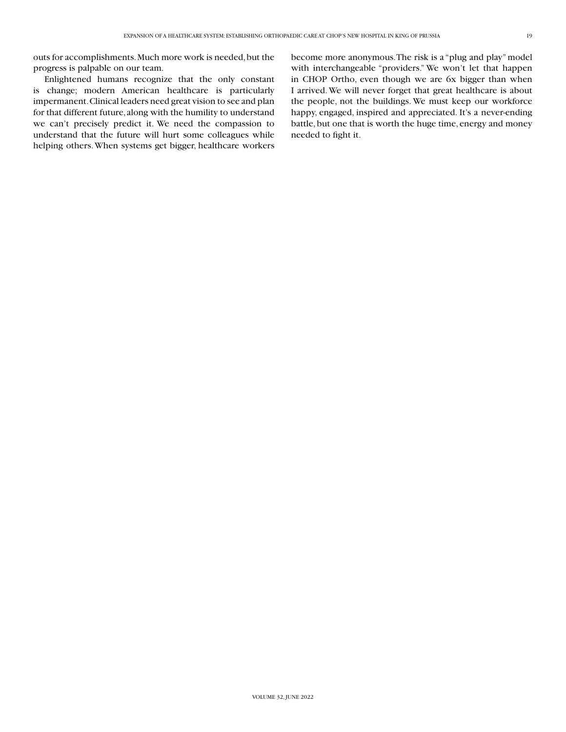outs for accomplishments. Much more work is needed, but the progress is palpable on our team.

Enlightened humans recognize that the only constant is change; modern American healthcare is particularly impermanent. Clinical leaders need great vision to see and plan for that different future, along with the humility to understand we can't precisely predict it. We need the compassion to understand that the future will hurt some colleagues while helping others. When systems get bigger, healthcare workers become more anonymous. The risk is a "plug and play" model with interchangeable "providers." We won't let that happen in CHOP Ortho, even though we are 6x bigger than when I arrived. We will never forget that great healthcare is about the people, not the buildings. We must keep our workforce happy, engaged, inspired and appreciated. It's a never-ending battle, but one that is worth the huge time, energy and money needed to fight it.